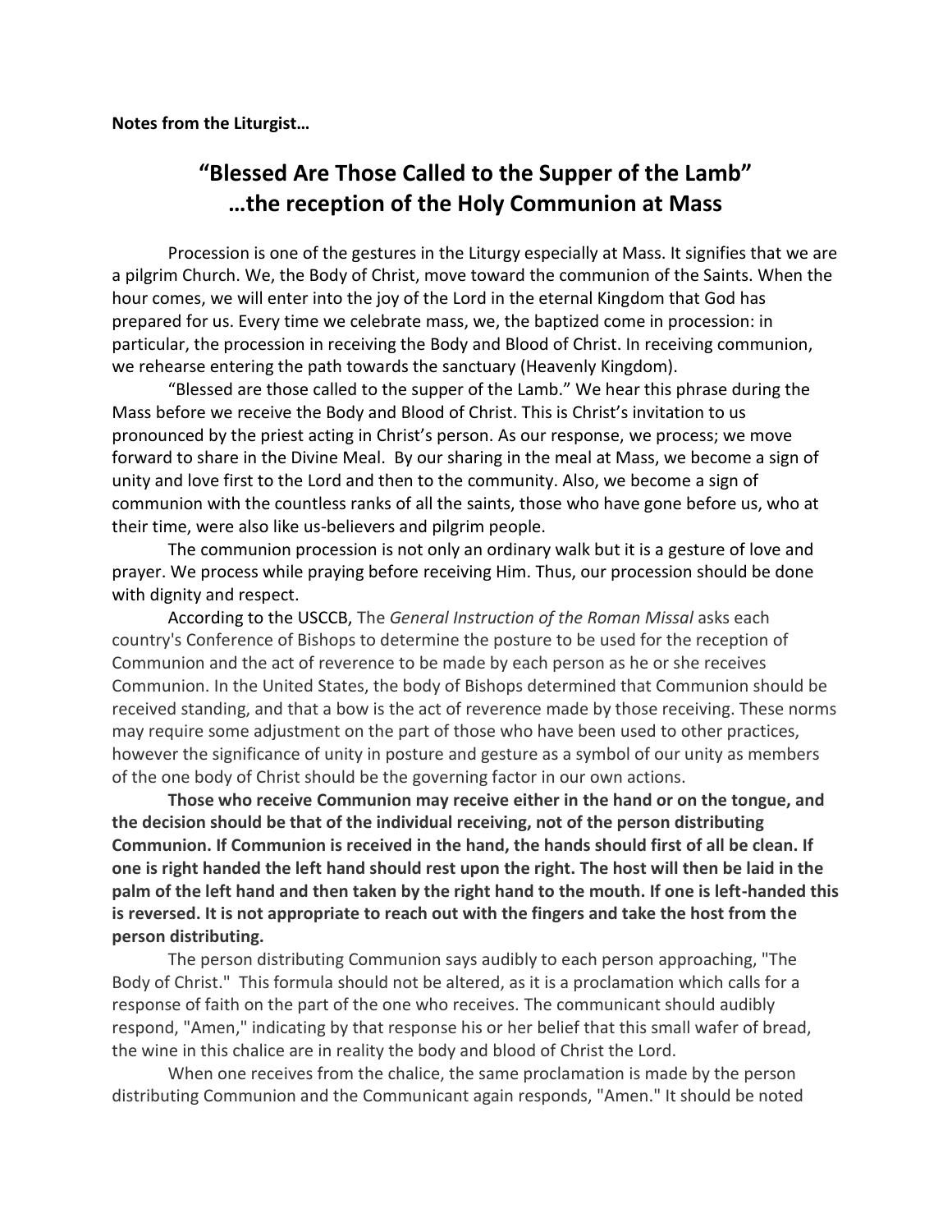**Notes from the Liturgist…**

# "Blessed Are Those Called to the Supper of the Lamb" …the reception of the Holy Communion at Mass

Procession is one of the gestures in the Liturgy especially at Mass. It signifies that we are a pilgrim Church. We, the Body of Christ, move toward the communion of the Saints. When the hour comes, we will enter into the joy of the Lord in the eternal Kingdom that God has prepared for us. Every time we celebrate mass, we, the baptized come in procession: in particular, the procession in receiving the Body and Blood of Christ. In receiving communion, we rehearse entering the path towards the sanctuary (Heavenly Kingdom).

"Blessed are those called to the supper of the Lamb." We hear this phrase during the Mass before we receive the Body and Blood of Christ. This is Christ's invitation to us pronounced by the priest acting in Christ's person. As our response, we process; we move forward to share in the Divine Meal. By our sharing in the meal at Mass, we become a sign of unity and love first to the Lord and then to the community. Also, we become a sign of communion with the countless ranks of all the saints, those who have gone before us, who at their time, were also like us-believers and pilgrim people.

The communion procession is not only an ordinary walk but it is a gesture of love and prayer. We process while praying before receiving Him. Thus, our procession should be done with dignity and respect.

According to the USCCB, The *General Instruction of the Roman Missal* asks each country's Conference of Bishops to determine the posture to be used for the reception of Communion and the act of reverence to be made by each person as he or she receives Communion. In the United States, the body of Bishops determined that Communion should be received standing, and that a bow is the act of reverence made by those receiving. These norms may require some adjustment on the part of those who have been used to other practices, however the significance of unity in posture and gesture as a symbol of our unity as members of the one body of Christ should be the governing factor in our own actions.

**Those who receive Communion may receive either in the hand or on the tongue, and the decision should be that of the individual receiving, not of the person distributing Communion. If Communion is received in the hand, the hands should first of all be clean. If one is right handed the left hand should rest upon the right. The host will then be laid in the palm of the left hand and then taken by the right hand to the mouth. If one is left-handed this is reversed. It is not appropriate to reach out with the fingers and take the host from the person distributing.**

The person distributing Communion says audibly to each person approaching, "The Body of Christ." This formula should not be altered, as it is a proclamation which calls for a response of faith on the part of the one who receives. The communicant should audibly respond, "Amen," indicating by that response his or her belief that this small wafer of bread, the wine in this chalice are in reality the body and blood of Christ the Lord.

When one receives from the chalice, the same proclamation is made by the person distributing Communion and the Communicant again responds, "Amen." It should be noted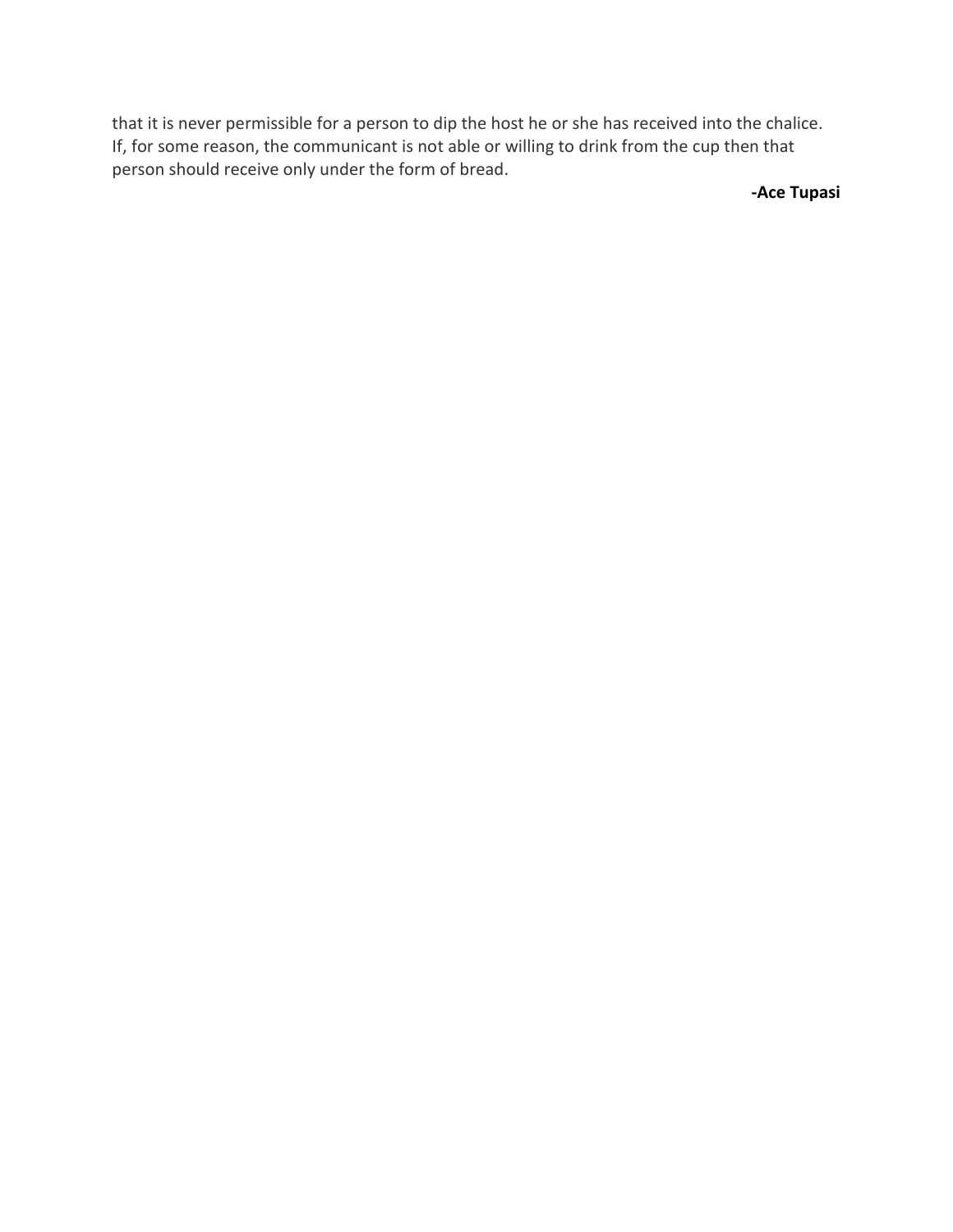that it is never permissible for a person to dip the host he or she has received into the chalice. If, for some reason, the communicant is not able or willing to drink from the cup then that person should receive only under the form of bread.

**-Ace Tupasi**